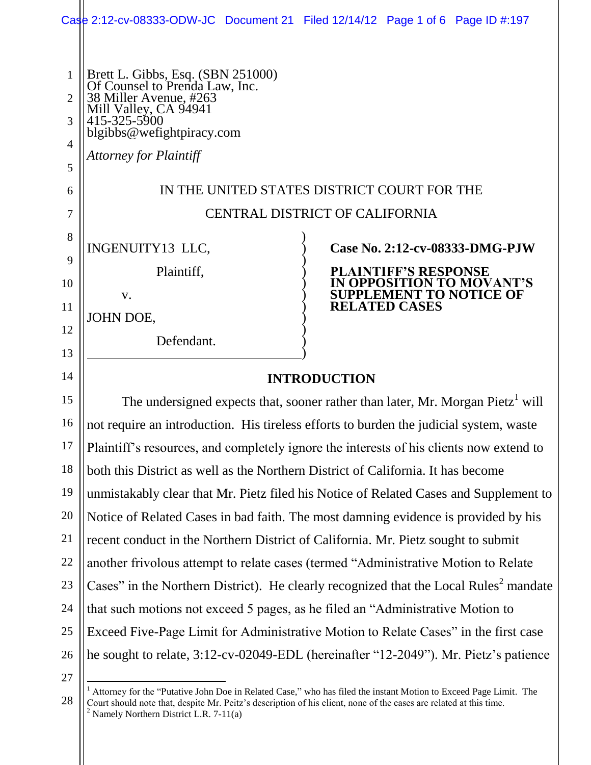Brett L. Gibbs, Esq. (SBN 251000)
Of Counsel to Prenda Law, Inc.
38 Miller Avenue, #263
Mill Valley, CA 94941
415-325-5900
blgibbs@wefightpiracy.com

*Attorney for Plaintiff*

IN THE UNITED STATES DISTRICT COURT FOR THE
CENTRAL DISTRICT OF CALIFORNIA

INGENUITY13 LLC,

Plaintiff,

v.

JOHN DOE,

Defendant.

**Case No. 2:12-cv-08333-DMG-PJW**

**PLAINTIFF'S RESPONSE IN OPPOSITION TO MOVANT'S SUPPLEMENT TO NOTICE OF RELATED CASES**

## INTRODUCTION

The undersigned expects that, sooner rather than later, Mr. Morgan Pietz[1] will not require an introduction. His tireless efforts to burden the judicial system, waste Plaintiff's resources, and completely ignore the interests of his clients now extend to both this District as well as the Northern District of California. It has become unmistakably clear that Mr. Pietz filed his Notice of Related Cases and Supplement to Notice of Related Cases in bad faith. The most damning evidence is provided by his recent conduct in the Northern District of California. Mr. Pietz sought to submit another frivolous attempt to relate cases (termed "Administrative Motion to Relate Cases" in the Northern District). He clearly recognized that the Local Rules[2] mandate that such motions not exceed 5 pages, as he filed an "Administrative Motion to Exceed Five-Page Limit for Administrative Motion to Relate Cases" in the first case he sought to relate, 3:12-cv-02049-EDL (hereinafter "12-2049"). Mr. Pietz's patience

[1] Attorney for the "Putative John Doe in Related Case," who has filed the instant Motion to Exceed Page Limit. The Court should note that, despite Mr. Peitz's description of his client, none of the cases are related at this time.

[2] Namely Northern District L.R. 7-11(a)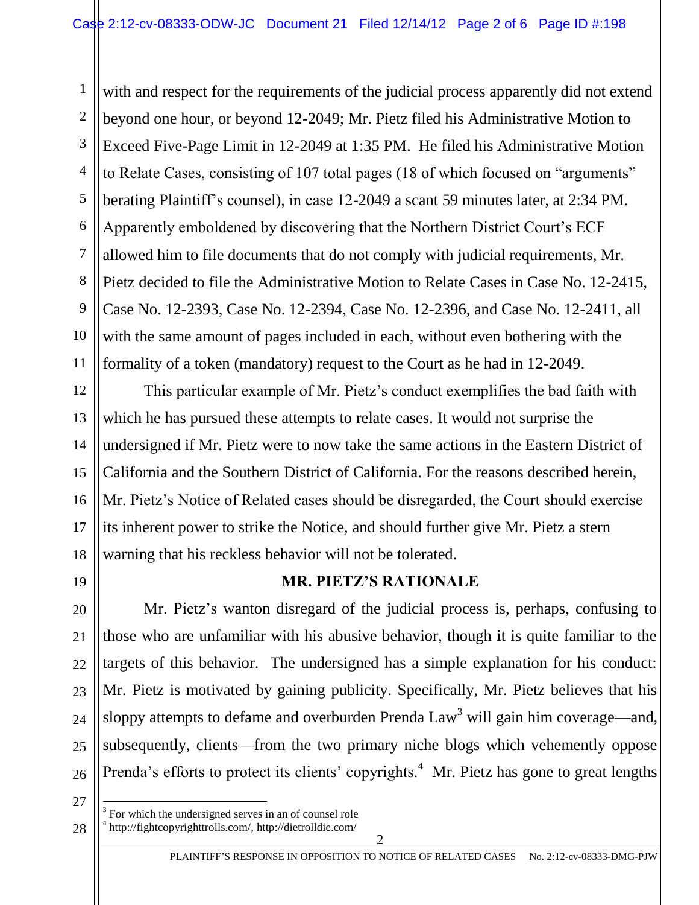with and respect for the requirements of the judicial process apparently did not extend beyond one hour, or beyond 12-2049; Mr. Pietz filed his Administrative Motion to Exceed Five-Page Limit in 12-2049 at 1:35 PM. He filed his Administrative Motion to Relate Cases, consisting of 107 total pages (18 of which focused on "arguments" berating Plaintiff's counsel), in case 12-2049 a scant 59 minutes later, at 2:34 PM. Apparently emboldened by discovering that the Northern District Court's ECF allowed him to file documents that do not comply with judicial requirements, Mr. Pietz decided to file the Administrative Motion to Relate Cases in Case No. 12-2415, Case No. 12-2393, Case No. 12-2394, Case No. 12-2396, and Case No. 12-2411, all with the same amount of pages included in each, without even bothering with the formality of a token (mandatory) request to the Court as he had in 12-2049.

This particular example of Mr. Pietz's conduct exemplifies the bad faith with which he has pursued these attempts to relate cases. It would not surprise the undersigned if Mr. Pietz were to now take the same actions in the Eastern District of California and the Southern District of California. For the reasons described herein, Mr. Pietz's Notice of Related cases should be disregarded, the Court should exercise its inherent power to strike the Notice, and should further give Mr. Pietz a stern warning that his reckless behavior will not be tolerated.

## MR. PIETZ'S RATIONALE

Mr. Pietz's wanton disregard of the judicial process is, perhaps, confusing to those who are unfamiliar with his abusive behavior, though it is quite familiar to the targets of this behavior. The undersigned has a simple explanation for his conduct: Mr. Pietz is motivated by gaining publicity. Specifically, Mr. Pietz believes that his sloppy attempts to defame and overburden Prenda Law[3] will gain him coverage—and, subsequently, clients—from the two primary niche blogs which vehemently oppose Prenda's efforts to protect its clients' copyrights.[4] Mr. Pietz has gone to great lengths

---

[3] For which the undersigned serves in an of counsel role

[4] http://fightcopyrighttrolls.com/, http://dietrolldie.com/

PLAINTIFF'S RESPONSE IN OPPOSITION TO NOTICE OF RELATED CASES No. 2:12-cv-08333-DMG-PJW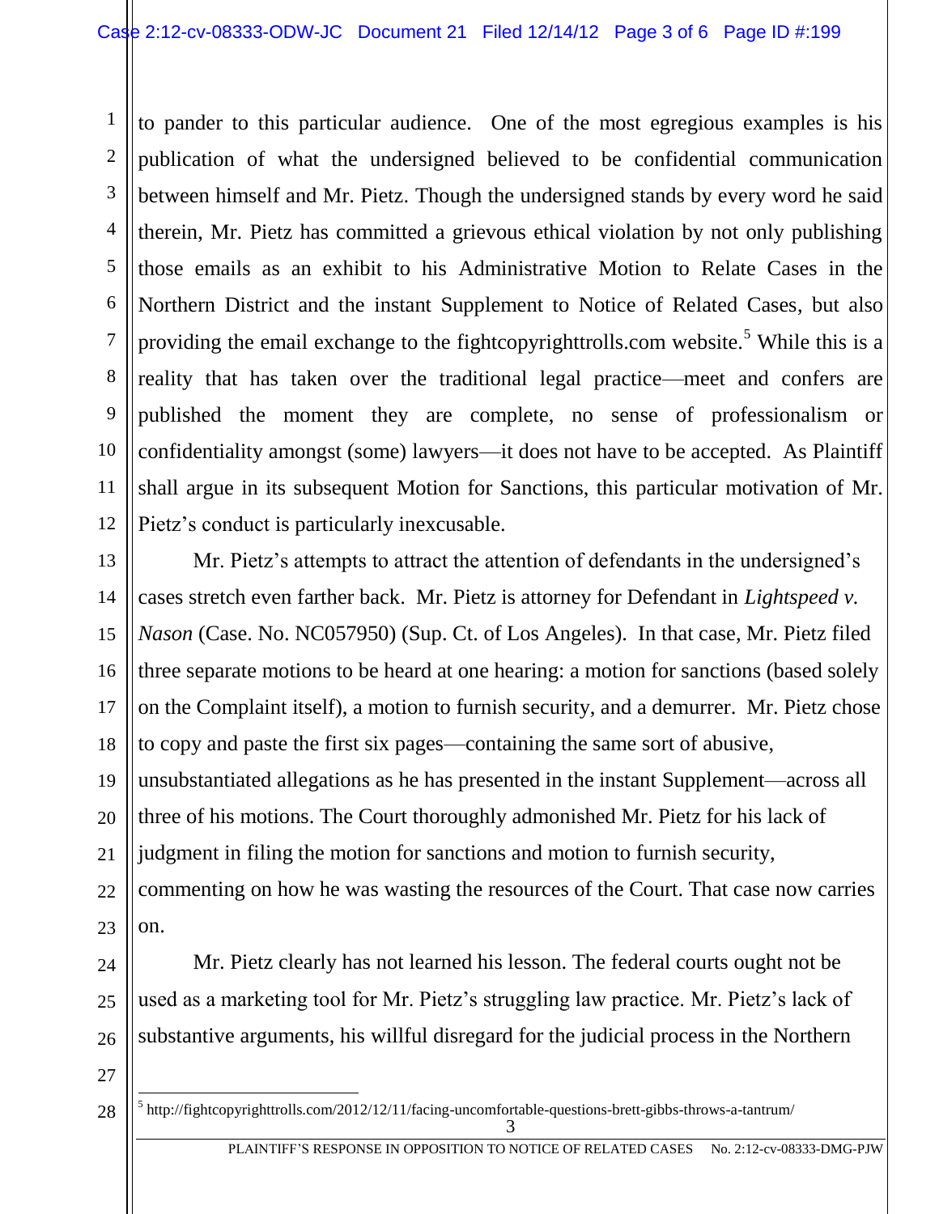to pander to this particular audience. One of the most egregious examples is his publication of what the undersigned believed to be confidential communication between himself and Mr. Pietz. Though the undersigned stands by every word he said therein, Mr. Pietz has committed a grievous ethical violation by not only publishing those emails as an exhibit to his Administrative Motion to Relate Cases in the Northern District and the instant Supplement to Notice of Related Cases, but also providing the email exchange to the fightcopyrighttrolls.com website.[5] While this is a reality that has taken over the traditional legal practice—meet and confers are published the moment they are complete, no sense of professionalism or confidentiality amongst (some) lawyers—it does not have to be accepted. As Plaintiff shall argue in its subsequent Motion for Sanctions, this particular motivation of Mr. Pietz's conduct is particularly inexcusable.

Mr. Pietz's attempts to attract the attention of defendants in the undersigned's cases stretch even farther back. Mr. Pietz is attorney for Defendant in *Lightspeed v. Nason* (Case. No. NC057950) (Sup. Ct. of Los Angeles). In that case, Mr. Pietz filed three separate motions to be heard at one hearing: a motion for sanctions (based solely on the Complaint itself), a motion to furnish security, and a demurrer. Mr. Pietz chose to copy and paste the first six pages—containing the same sort of abusive, unsubstantiated allegations as he has presented in the instant Supplement—across all three of his motions. The Court thoroughly admonished Mr. Pietz for his lack of judgment in filing the motion for sanctions and motion to furnish security, commenting on how he was wasting the resources of the Court. That case now carries on.

Mr. Pietz clearly has not learned his lesson. The federal courts ought not be used as a marketing tool for Mr. Pietz's struggling law practice. Mr. Pietz's lack of substantive arguments, his willful disregard for the judicial process in the Northern

[5] http://fightcopyrighttrolls.com/2012/12/11/facing-uncomfortable-questions-brett-gibbs-throws-a-tantrum/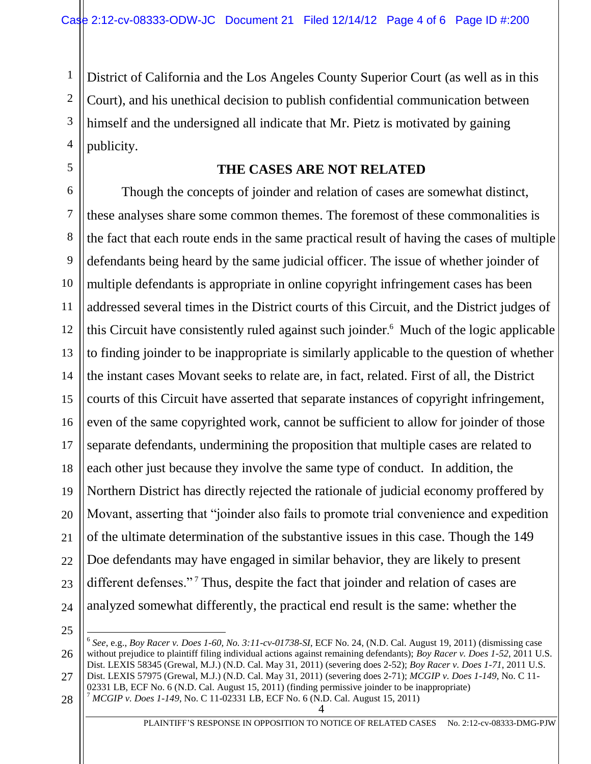District of California and the Los Angeles County Superior Court (as well as in this Court), and his unethical decision to publish confidential communication between himself and the undersigned all indicate that Mr. Pietz is motivated by gaining publicity.

## THE CASES ARE NOT RELATED

Though the concepts of joinder and relation of cases are somewhat distinct, these analyses share some common themes. The foremost of these commonalities is the fact that each route ends in the same practical result of having the cases of multiple defendants being heard by the same judicial officer. The issue of whether joinder of multiple defendants is appropriate in online copyright infringement cases has been addressed several times in the District courts of this Circuit, and the District judges of this Circuit have consistently ruled against such joinder.[6] Much of the logic applicable to finding joinder to be inappropriate is similarly applicable to the question of whether the instant cases Movant seeks to relate are, in fact, related. First of all, the District courts of this Circuit have asserted that separate instances of copyright infringement, even of the same copyrighted work, cannot be sufficient to allow for joinder of those separate defendants, undermining the proposition that multiple cases are related to each other just because they involve the same type of conduct. In addition, the Northern District has directly rejected the rationale of judicial economy proffered by Movant, asserting that "joinder also fails to promote trial convenience and expedition of the ultimate determination of the substantive issues in this case. Though the 149 Doe defendants may have engaged in similar behavior, they are likely to present different defenses."[7] Thus, despite the fact that joinder and relation of cases are analyzed somewhat differently, the practical end result is the same: whether the

[6] *See*, e.g., *Boy Racer v. Does 1-60, No. 3:11-cv-01738-SI*, ECF No. 24, (N.D. Cal. August 19, 2011) (dismissing case without prejudice to plaintiff filing individual actions against remaining defendants); *Boy Racer v. Does 1-52*, 2011 U.S. Dist. LEXIS 58345 (Grewal, M.J.) (N.D. Cal. May 31, 2011) (severing does 2-52); *Boy Racer v. Does 1-71*, 2011 U.S. Dist. LEXIS 57975 (Grewal, M.J.) (N.D. Cal. May 31, 2011) (severing does 2-71); *MCGIP v. Does 1-149*, No. C 11-02331 LB, ECF No. 6 (N.D. Cal. August 15, 2011) (finding permissive joinder to be inappropriate)

[7] *MCGIP v. Does 1-149*, No. C 11-02331 LB, ECF No. 6 (N.D. Cal. August 15, 2011)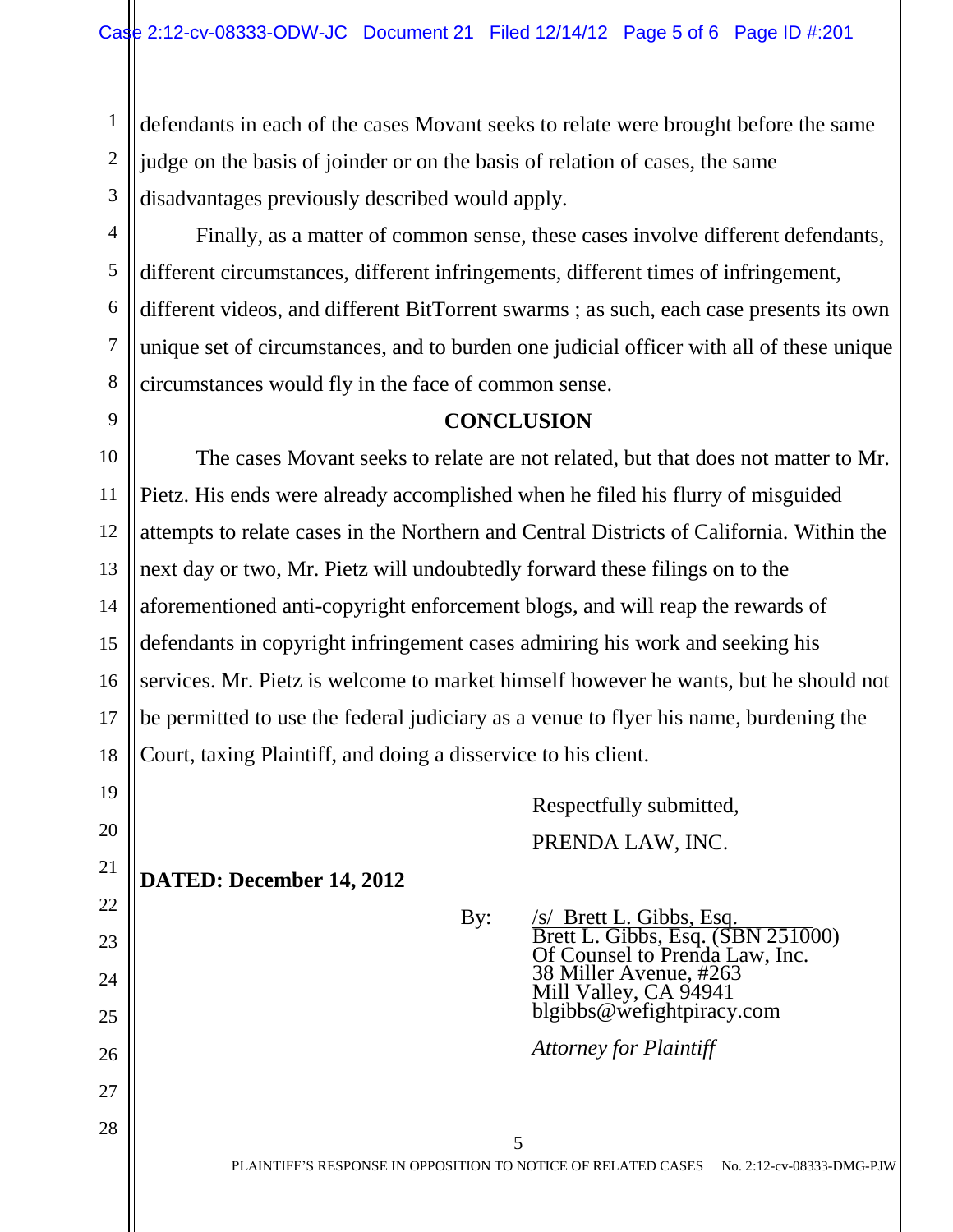defendants in each of the cases Movant seeks to relate were brought before the same judge on the basis of joinder or on the basis of relation of cases, the same disadvantages previously described would apply.

Finally, as a matter of common sense, these cases involve different defendants, different circumstances, different infringements, different times of infringement, different videos, and different BitTorrent swarms ; as such, each case presents its own unique set of circumstances, and to burden one judicial officer with all of these unique circumstances would fly in the face of common sense.

## CONCLUSION

The cases Movant seeks to relate are not related, but that does not matter to Mr. Pietz. His ends were already accomplished when he filed his flurry of misguided attempts to relate cases in the Northern and Central Districts of California. Within the next day or two, Mr. Pietz will undoubtedly forward these filings on to the aforementioned anti-copyright enforcement blogs, and will reap the rewards of defendants in copyright infringement cases admiring his work and seeking his services. Mr. Pietz is welcome to market himself however he wants, but he should not be permitted to use the federal judiciary as a venue to flyer his name, burdening the Court, taxing Plaintiff, and doing a disservice to his client.

Respectfully submitted,

PRENDA LAW, INC.

**DATED: December 14, 2012**

By: /s/ Brett L. Gibbs, Esq.
Brett L. Gibbs, Esq. (SBN 251000)
Of Counsel to Prenda Law, Inc.
38 Miller Avenue, #263
Mill Valley, CA 94941
blgibbs@wefightpiracy.com

*Attorney for Plaintiff*

PLAINTIFF'S RESPONSE IN OPPOSITION TO NOTICE OF RELATED CASES No. 2:12-cv-08333-DMG-PJW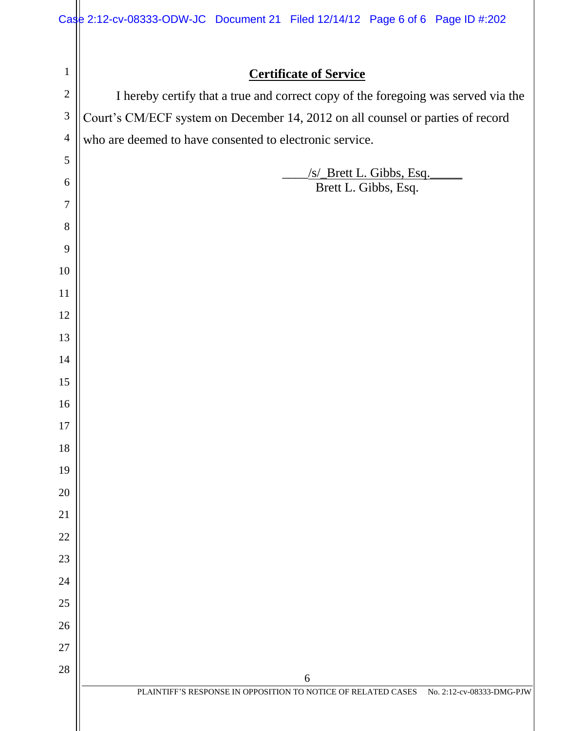**Certificate of Service**

I hereby certify that a true and correct copy of the foregoing was served via the Court's CM/ECF system on December 14, 2012 on all counsel or parties of record who are deemed to have consented to electronic service.

____/s/_Brett L. Gibbs, Esq._____
Brett L. Gibbs, Esq.